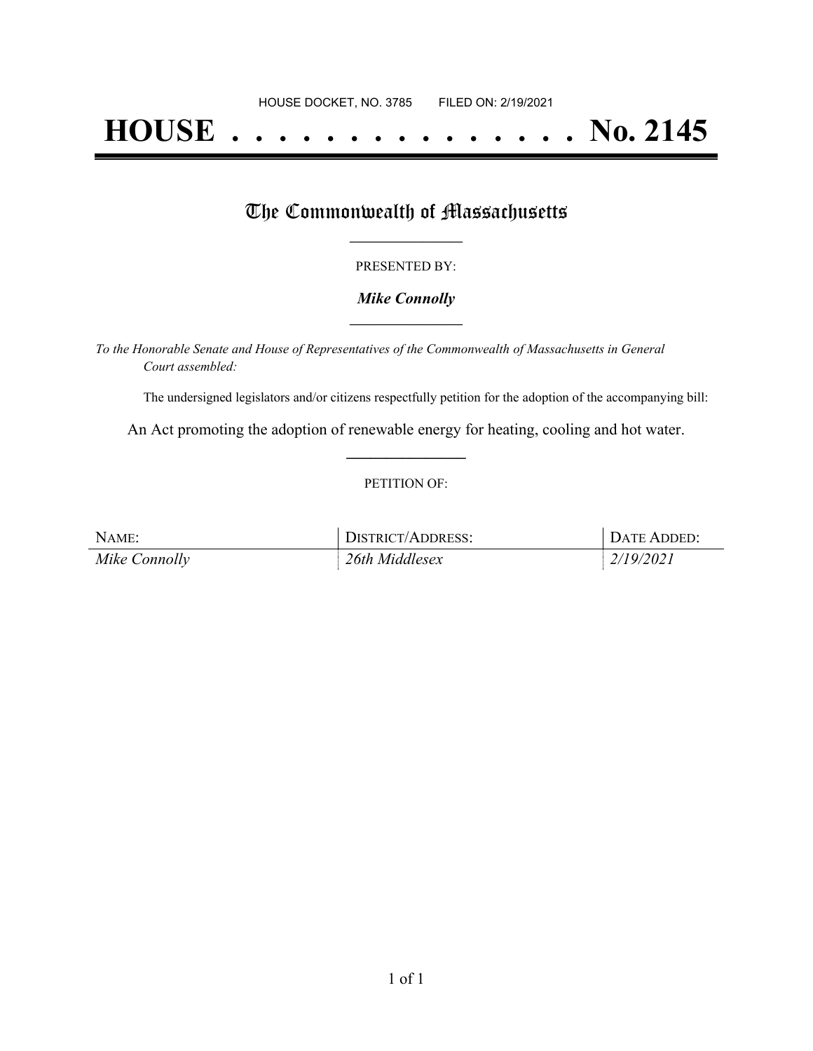HOUSE DOCKET, NO. 3785 FILED ON: 2/19/2021

# HOUSE . . . . . . . . . . . . . . . No. 2145

## The Commonwealth of Massachusetts

PRESENTED BY:

***Mike Connolly***

*To the Honorable Senate and House of Representatives of the Commonwealth of Massachusetts in General Court assembled:*

The undersigned legislators and/or citizens respectfully petition for the adoption of the accompanying bill:

An Act promoting the adoption of renewable energy for heating, cooling and hot water.

PETITION OF:

| NAME: | DISTRICT/ADDRESS: | DATE ADDED: |
| --- | --- | --- |
| *Mike Connolly* | *26th Middlesex* | *2/19/2021* |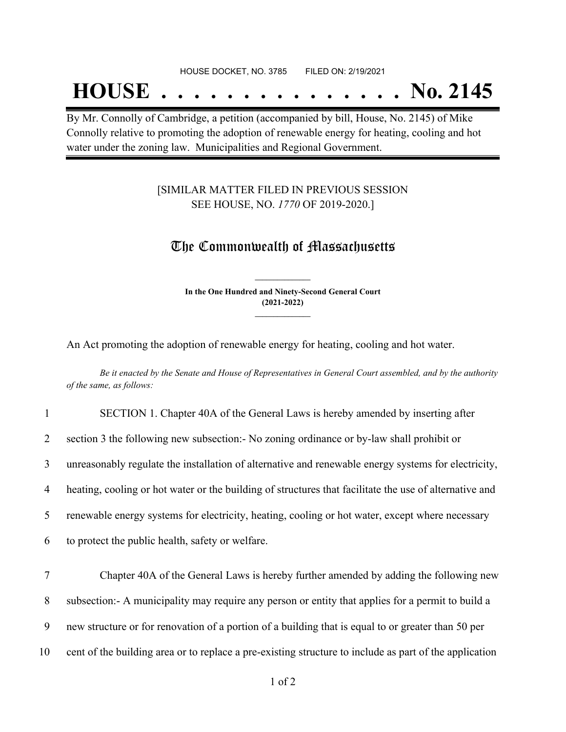HOUSE DOCKET, NO. 3785 FILED ON: 2/19/2021

# HOUSE . . . . . . . . . . . . . . . No. 2145

By Mr. Connolly of Cambridge, a petition (accompanied by bill, House, No. 2145) of Mike Connolly relative to promoting the adoption of renewable energy for heating, cooling and hot water under the zoning law. Municipalities and Regional Government.

[SIMILAR MATTER FILED IN PREVIOUS SESSION SEE HOUSE, NO. *1770* OF 2019-2020.]

## The Commonwealth of Massachusetts

**In the One Hundred and Ninety-Second General Court (2021-2022)**

An Act promoting the adoption of renewable energy for heating, cooling and hot water.

*Be it enacted by the Senate and House of Representatives in General Court assembled, and by the authority of the same, as follows:*

1 SECTION 1. Chapter 40A of the General Laws is hereby amended by inserting after
2 section 3 the following new subsection:- No zoning ordinance or by-law shall prohibit or
3 unreasonably regulate the installation of alternative and renewable energy systems for electricity,
4 heating, cooling or hot water or the building of structures that facilitate the use of alternative and
5 renewable energy systems for electricity, heating, cooling or hot water, except where necessary
6 to protect the public health, safety or welfare.

7 Chapter 40A of the General Laws is hereby further amended by adding the following new
8 subsection:- A municipality may require any person or entity that applies for a permit to build a
9 new structure or for renovation of a portion of a building that is equal to or greater than 50 per
10 cent of the building area or to replace a pre-existing structure to include as part of the application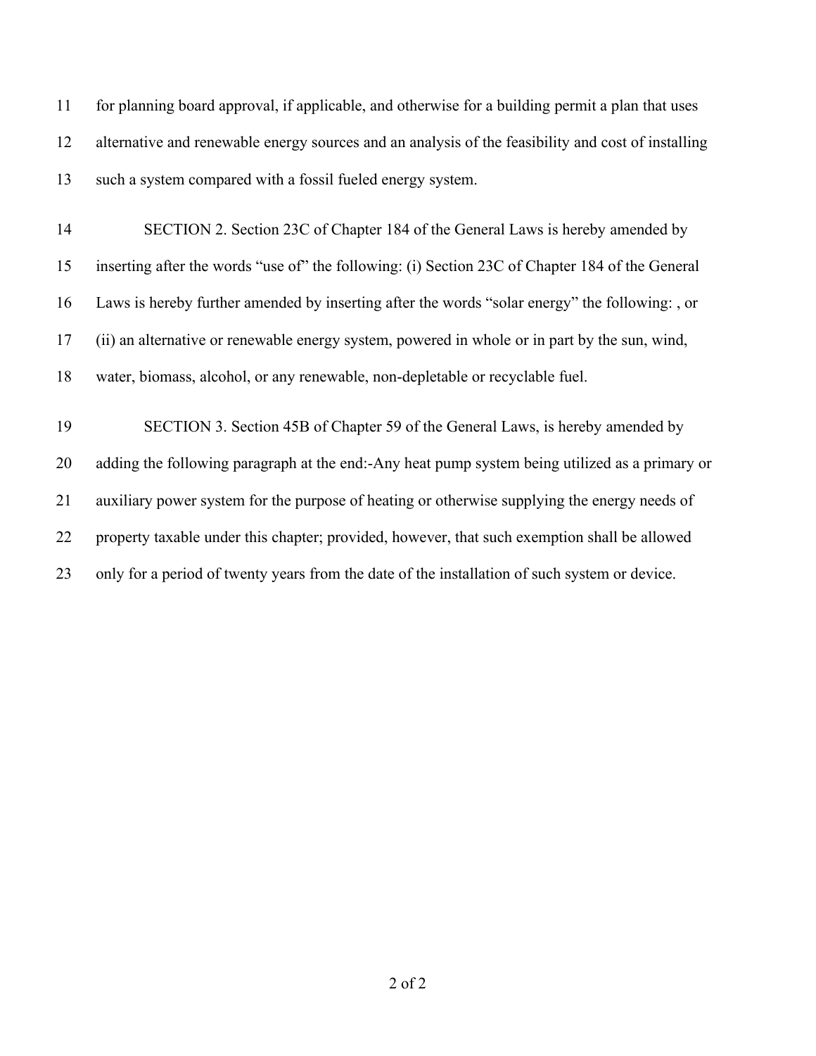for planning board approval, if applicable, and otherwise for a building permit a plan that uses alternative and renewable energy sources and an analysis of the feasibility and cost of installing such a system compared with a fossil fueled energy system.

SECTION 2. Section 23C of Chapter 184 of the General Laws is hereby amended by inserting after the words "use of" the following: (i) Section 23C of Chapter 184 of the General Laws is hereby further amended by inserting after the words "solar energy" the following: , or (ii) an alternative or renewable energy system, powered in whole or in part by the sun, wind, water, biomass, alcohol, or any renewable, non-depletable or recyclable fuel.

SECTION 3. Section 45B of Chapter 59 of the General Laws, is hereby amended by adding the following paragraph at the end:-Any heat pump system being utilized as a primary or auxiliary power system for the purpose of heating or otherwise supplying the energy needs of property taxable under this chapter; provided, however, that such exemption shall be allowed only for a period of twenty years from the date of the installation of such system or device.